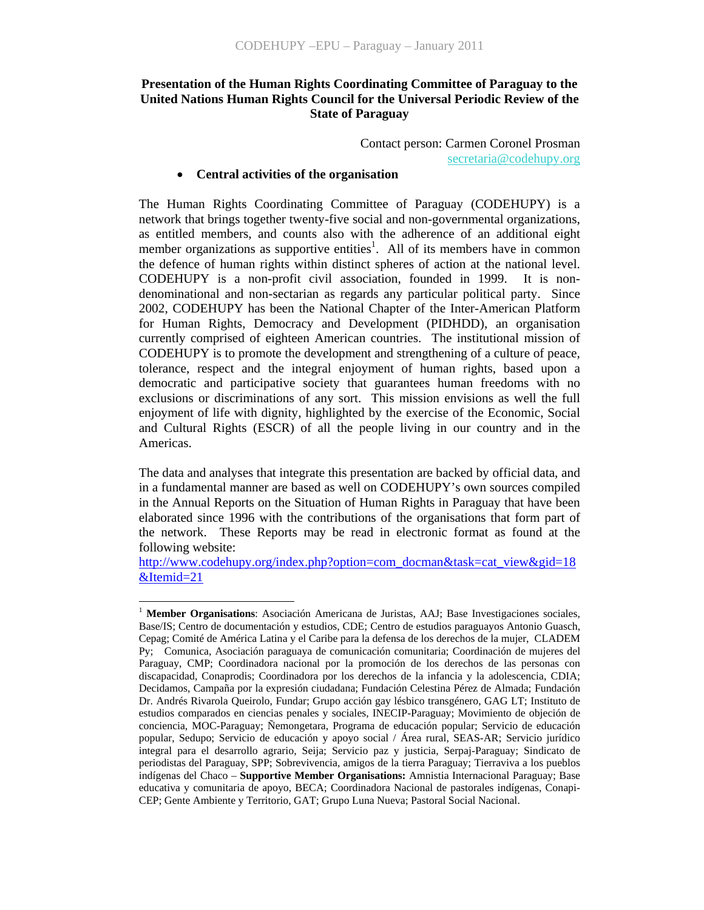# Presentation of the Human Rights Coordinating Committee of Paraguay to the United Nations Human Rights Council for the Universal Periodic Review of the State of Paraguay

Contact person: Carmen Coronel Prosman
secretaria@codehupy.org

- **Central activities of the organisation**

The Human Rights Coordinating Committee of Paraguay (CODEHUPY) is a network that brings together twenty-five social and non-governmental organizations, as entitled members, and counts also with the adherence of an additional eight member organizations as supportive entities[1]. All of its members have in common the defence of human rights within distinct spheres of action at the national level. CODEHUPY is a non-profit civil association, founded in 1999. It is non-denominational and non-sectarian as regards any particular political party. Since 2002, CODEHUPY has been the National Chapter of the Inter-American Platform for Human Rights, Democracy and Development (PIDHDD), an organisation currently comprised of eighteen American countries. The institutional mission of CODEHUPY is to promote the development and strengthening of a culture of peace, tolerance, respect and the integral enjoyment of human rights, based upon a democratic and participative society that guarantees human freedoms with no exclusions or discriminations of any sort. This mission envisions as well the full enjoyment of life with dignity, highlighted by the exercise of the Economic, Social and Cultural Rights (ESCR) of all the people living in our country and in the Americas.

The data and analyses that integrate this presentation are backed by official data, and in a fundamental manner are based as well on CODEHUPY's own sources compiled in the Annual Reports on the Situation of Human Rights in Paraguay that have been elaborated since 1996 with the contributions of the organisations that form part of the network. These Reports may be read in electronic format as found at the following website:
http://www.codehupy.org/index.php?option=com_docman&task=cat_view&gid=18&Itemid=21

---

[1] **Member Organisations**: Asociación Americana de Juristas, AAJ; Base Investigaciones sociales, Base/IS; Centro de documentación y estudios, CDE; Centro de estudios paraguayos Antonio Guasch, Cepag; Comité de América Latina y el Caribe para la defensa de los derechos de la mujer, CLADEM Py; Comunica, Asociación paraguaya de comunicación comunitaria; Coordinación de mujeres del Paraguay, CMP; Coordinadora nacional por la promoción de los derechos de las personas con discapacidad, Conaprodis; Coordinadora por los derechos de la infancia y la adolescencia, CDIA; Decidamos, Campaña por la expresión ciudadana; Fundación Celestina Pérez de Almada; Fundación Dr. Andrés Rivarola Queirolo, Fundar; Grupo acción gay lésbico transgénero, GAG LT; Instituto de estudios comparados en ciencias penales y sociales, INECIP-Paraguay; Movimiento de objeción de conciencia, MOC-Paraguay; Ñemongetara, Programa de educación popular; Servicio de educación popular, Sedupo; Servicio de educación y apoyo social / Área rural, SEAS-AR; Servicio jurídico integral para el desarrollo agrario, Seija; Servicio paz y justicia, Serpaj-Paraguay; Sindicato de periodistas del Paraguay, SPP; Sobrevivencia, amigos de la tierra Paraguay; Tierraviva a los pueblos indígenas del Chaco – **Supportive Member Organisations:** Amnistia Internacional Paraguay; Base educativa y comunitaria de apoyo, BECA; Coordinadora Nacional de pastorales indígenas, Conapi-CEP; Gente Ambiente y Territorio, GAT; Grupo Luna Nueva; Pastoral Social Nacional.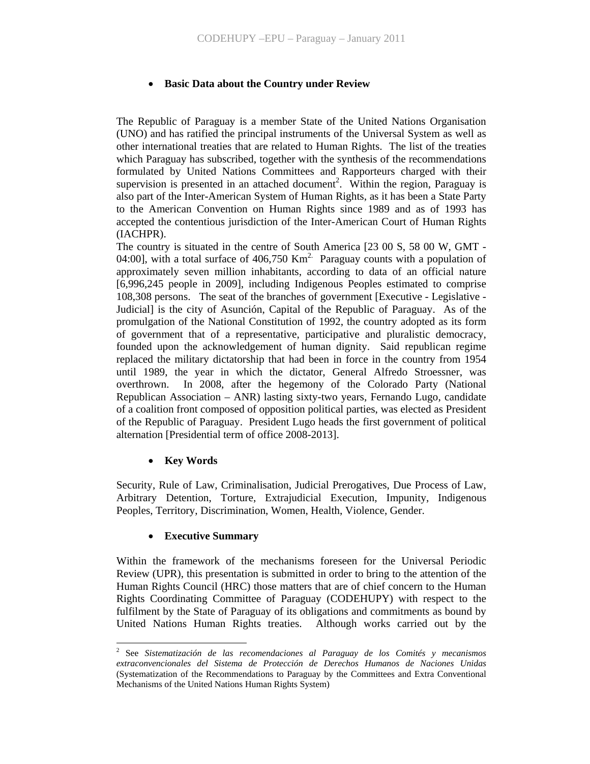- **Basic Data about the Country under Review**

The Republic of Paraguay is a member State of the United Nations Organisation (UNO) and has ratified the principal instruments of the Universal System as well as other international treaties that are related to Human Rights. The list of the treaties which Paraguay has subscribed, together with the synthesis of the recommendations formulated by United Nations Committees and Rapporteurs charged with their supervision is presented in an attached document[2]. Within the region, Paraguay is also part of the Inter-American System of Human Rights, as it has been a State Party to the American Convention on Human Rights since 1989 and as of 1993 has accepted the contentious jurisdiction of the Inter-American Court of Human Rights (IACHPR).
The country is situated in the centre of South America [23 00 S, 58 00 W, GMT - 04:00], with a total surface of 406,750 Km$^{2}$. Paraguay counts with a population of approximately seven million inhabitants, according to data of an official nature [6,996,245 people in 2009], including Indigenous Peoples estimated to comprise 108,308 persons. The seat of the branches of government [Executive - Legislative - Judicial] is the city of Asunción, Capital of the Republic of Paraguay. As of the promulgation of the National Constitution of 1992, the country adopted as its form of government that of a representative, participative and pluralistic democracy, founded upon the acknowledgement of human dignity. Said republican regime replaced the military dictatorship that had been in force in the country from 1954 until 1989, the year in which the dictator, General Alfredo Stroessner, was overthrown. In 2008, after the hegemony of the Colorado Party (National Republican Association – ANR) lasting sixty-two years, Fernando Lugo, candidate of a coalition front composed of opposition political parties, was elected as President of the Republic of Paraguay. President Lugo heads the first government of political alternation [Presidential term of office 2008-2013].

- **Key Words**

Security, Rule of Law, Criminalisation, Judicial Prerogatives, Due Process of Law, Arbitrary Detention, Torture, Extrajudicial Execution, Impunity, Indigenous Peoples, Territory, Discrimination, Women, Health, Violence, Gender.

- **Executive Summary**

Within the framework of the mechanisms foreseen for the Universal Periodic Review (UPR), this presentation is submitted in order to bring to the attention of the Human Rights Council (HRC) those matters that are of chief concern to the Human Rights Coordinating Committee of Paraguay (CODEHUPY) with respect to the fulfilment by the State of Paraguay of its obligations and commitments as bound by United Nations Human Rights treaties. Although works carried out by the

---

[2] See *Sistematización de las recomendaciones al Paraguay de los Comités y mecanismos extraconvencionales del Sistema de Protección de Derechos Humanos de Naciones Unidas* (Systematization of the Recommendations to Paraguay by the Committees and Extra Conventional Mechanisms of the United Nations Human Rights System)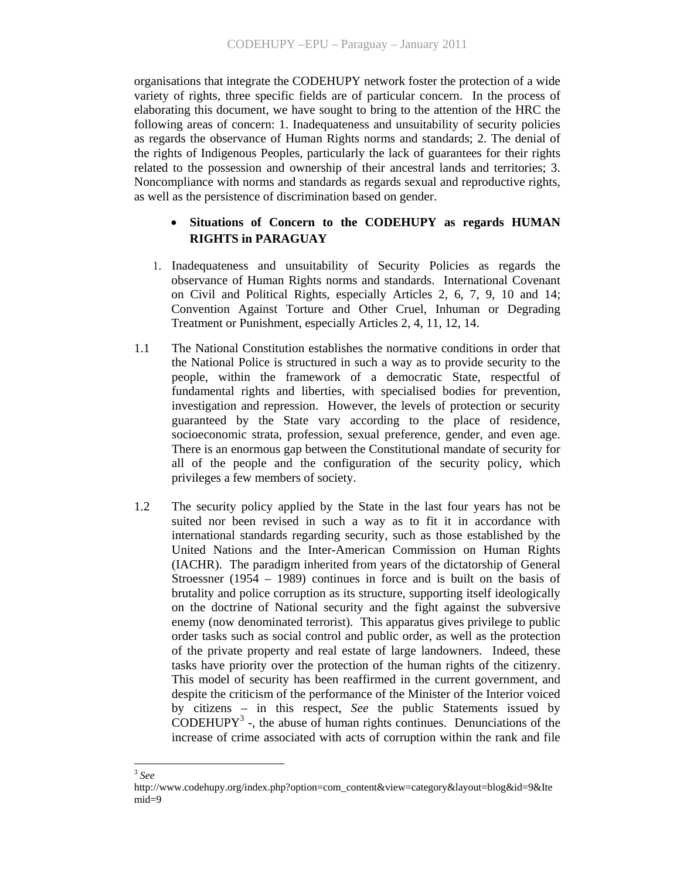organisations that integrate the CODEHUPY network foster the protection of a wide variety of rights, three specific fields are of particular concern. In the process of elaborating this document, we have sought to bring to the attention of the HRC the following areas of concern: 1. Inadequateness and unsuitability of security policies as regards the observance of Human Rights norms and standards; 2. The denial of the rights of Indigenous Peoples, particularly the lack of guarantees for their rights related to the possession and ownership of their ancestral lands and territories; 3. Noncompliance with norms and standards as regards sexual and reproductive rights, as well as the persistence of discrimination based on gender.

- **Situations of Concern to the CODEHUPY as regards HUMAN RIGHTS in PARAGUAY**

1. Inadequateness and unsuitability of Security Policies as regards the observance of Human Rights norms and standards. International Covenant on Civil and Political Rights, especially Articles 2, 6, 7, 9, 10 and 14; Convention Against Torture and Other Cruel, Inhuman or Degrading Treatment or Punishment, especially Articles 2, 4, 11, 12, 14.

1.1 The National Constitution establishes the normative conditions in order that the National Police is structured in such a way as to provide security to the people, within the framework of a democratic State, respectful of fundamental rights and liberties, with specialised bodies for prevention, investigation and repression. However, the levels of protection or security guaranteed by the State vary according to the place of residence, socioeconomic strata, profession, sexual preference, gender, and even age. There is an enormous gap between the Constitutional mandate of security for all of the people and the configuration of the security policy, which privileges a few members of society.

1.2 The security policy applied by the State in the last four years has not be suited nor been revised in such a way as to fit it in accordance with international standards regarding security, such as those established by the United Nations and the Inter-American Commission on Human Rights (IACHR). The paradigm inherited from years of the dictatorship of General Stroessner (1954 – 1989) continues in force and is built on the basis of brutality and police corruption as its structure, supporting itself ideologically on the doctrine of National security and the fight against the subversive enemy (now denominated terrorist). This apparatus gives privilege to public order tasks such as social control and public order, as well as the protection of the private property and real estate of large landowners. Indeed, these tasks have priority over the protection of the human rights of the citizenry. This model of security has been reaffirmed in the current government, and despite the criticism of the performance of the Minister of the Interior voiced by citizens – in this respect, *See* the public Statements issued by CODEHUPY[3] -, the abuse of human rights continues. Denunciations of the increase of crime associated with acts of corruption within the rank and file

---

[3] *See* http://www.codehupy.org/index.php?option=com_content&view=category&layout=blog&id=9&Itemid=9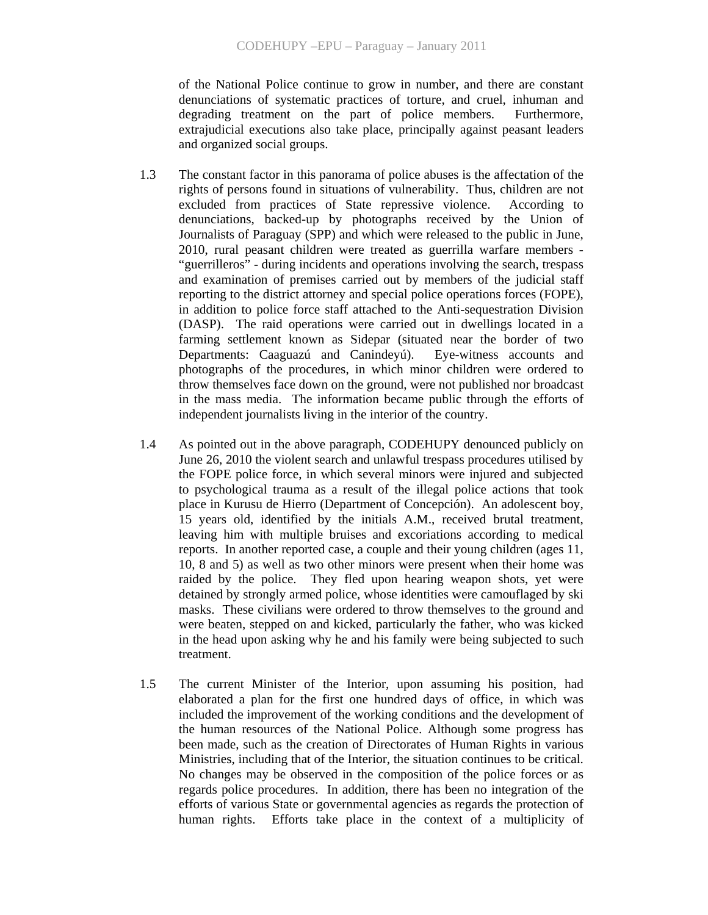of the National Police continue to grow in number, and there are constant denunciations of systematic practices of torture, and cruel, inhuman and degrading treatment on the part of police members. Furthermore, extrajudicial executions also take place, principally against peasant leaders and organized social groups.

1.3 The constant factor in this panorama of police abuses is the affectation of the rights of persons found in situations of vulnerability. Thus, children are not excluded from practices of State repressive violence. According to denunciations, backed-up by photographs received by the Union of Journalists of Paraguay (SPP) and which were released to the public in June, 2010, rural peasant children were treated as guerrilla warfare members - "guerrilleros" - during incidents and operations involving the search, trespass and examination of premises carried out by members of the judicial staff reporting to the district attorney and special police operations forces (FOPE), in addition to police force staff attached to the Anti-sequestration Division (DASP). The raid operations were carried out in dwellings located in a farming settlement known as Sidepar (situated near the border of two Departments: Caaguazú and Canindeyú). Eye-witness accounts and photographs of the procedures, in which minor children were ordered to throw themselves face down on the ground, were not published nor broadcast in the mass media. The information became public through the efforts of independent journalists living in the interior of the country.

1.4 As pointed out in the above paragraph, CODEHUPY denounced publicly on June 26, 2010 the violent search and unlawful trespass procedures utilised by the FOPE police force, in which several minors were injured and subjected to psychological trauma as a result of the illegal police actions that took place in Kurusu de Hierro (Department of Concepción). An adolescent boy, 15 years old, identified by the initials A.M., received brutal treatment, leaving him with multiple bruises and excoriations according to medical reports. In another reported case, a couple and their young children (ages 11, 10, 8 and 5) as well as two other minors were present when their home was raided by the police. They fled upon hearing weapon shots, yet were detained by strongly armed police, whose identities were camouflaged by ski masks. These civilians were ordered to throw themselves to the ground and were beaten, stepped on and kicked, particularly the father, who was kicked in the head upon asking why he and his family were being subjected to such treatment.

1.5 The current Minister of the Interior, upon assuming his position, had elaborated a plan for the first one hundred days of office, in which was included the improvement of the working conditions and the development of the human resources of the National Police. Although some progress has been made, such as the creation of Directorates of Human Rights in various Ministries, including that of the Interior, the situation continues to be critical. No changes may be observed in the composition of the police forces or as regards police procedures. In addition, there has been no integration of the efforts of various State or governmental agencies as regards the protection of human rights. Efforts take place in the context of a multiplicity of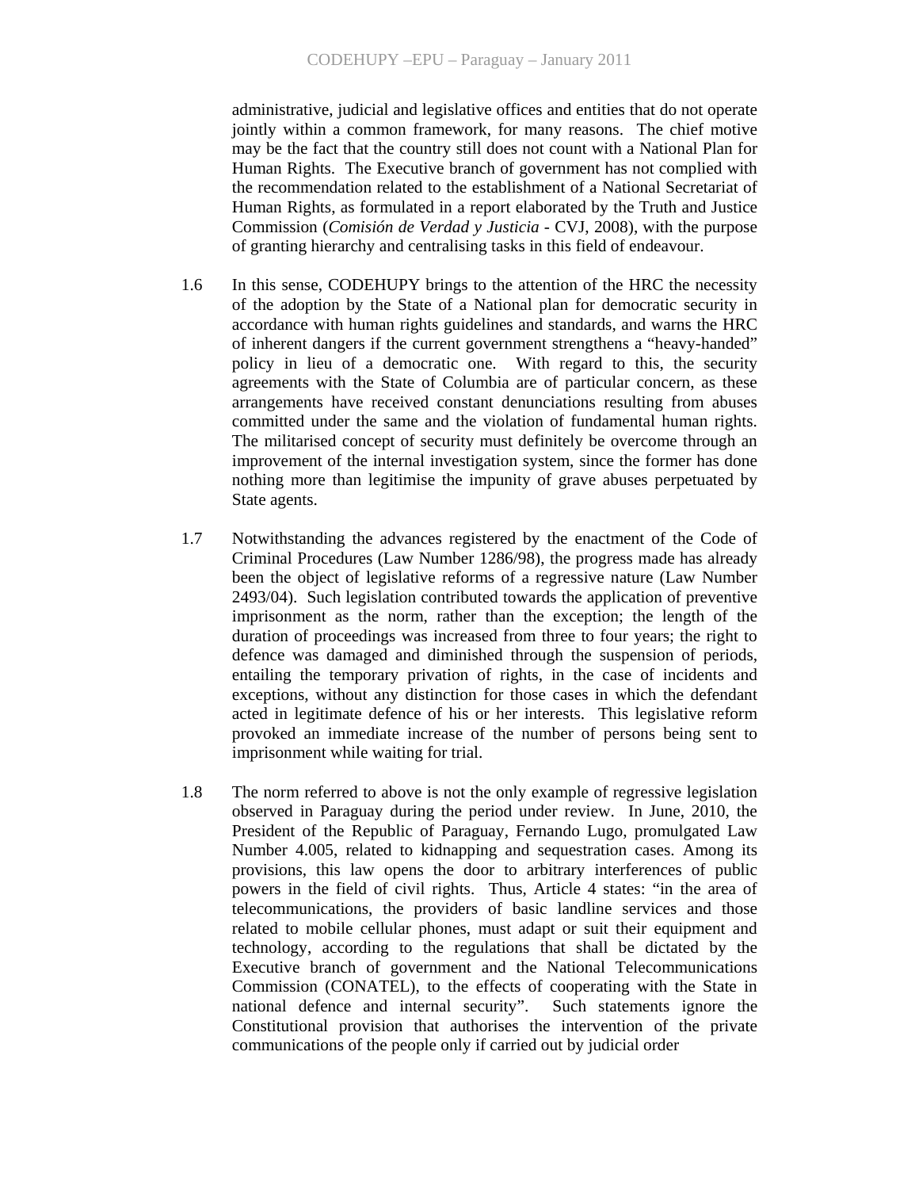administrative, judicial and legislative offices and entities that do not operate jointly within a common framework, for many reasons. The chief motive may be the fact that the country still does not count with a National Plan for Human Rights. The Executive branch of government has not complied with the recommendation related to the establishment of a National Secretariat of Human Rights, as formulated in a report elaborated by the Truth and Justice Commission (*Comisión de Verdad y Justicia* - CVJ, 2008), with the purpose of granting hierarchy and centralising tasks in this field of endeavour.

1.6 In this sense, CODEHUPY brings to the attention of the HRC the necessity of the adoption by the State of a National plan for democratic security in accordance with human rights guidelines and standards, and warns the HRC of inherent dangers if the current government strengthens a "heavy-handed" policy in lieu of a democratic one. With regard to this, the security agreements with the State of Columbia are of particular concern, as these arrangements have received constant denunciations resulting from abuses committed under the same and the violation of fundamental human rights. The militarised concept of security must definitely be overcome through an improvement of the internal investigation system, since the former has done nothing more than legitimise the impunity of grave abuses perpetuated by State agents.

1.7 Notwithstanding the advances registered by the enactment of the Code of Criminal Procedures (Law Number 1286/98), the progress made has already been the object of legislative reforms of a regressive nature (Law Number 2493/04). Such legislation contributed towards the application of preventive imprisonment as the norm, rather than the exception; the length of the duration of proceedings was increased from three to four years; the right to defence was damaged and diminished through the suspension of periods, entailing the temporary privation of rights, in the case of incidents and exceptions, without any distinction for those cases in which the defendant acted in legitimate defence of his or her interests. This legislative reform provoked an immediate increase of the number of persons being sent to imprisonment while waiting for trial.

1.8 The norm referred to above is not the only example of regressive legislation observed in Paraguay during the period under review. In June, 2010, the President of the Republic of Paraguay, Fernando Lugo, promulgated Law Number 4.005, related to kidnapping and sequestration cases. Among its provisions, this law opens the door to arbitrary interferences of public powers in the field of civil rights. Thus, Article 4 states: "in the area of telecommunications, the providers of basic landline services and those related to mobile cellular phones, must adapt or suit their equipment and technology, according to the regulations that shall be dictated by the Executive branch of government and the National Telecommunications Commission (CONATEL), to the effects of cooperating with the State in national defence and internal security". Such statements ignore the Constitutional provision that authorises the intervention of the private communications of the people only if carried out by judicial order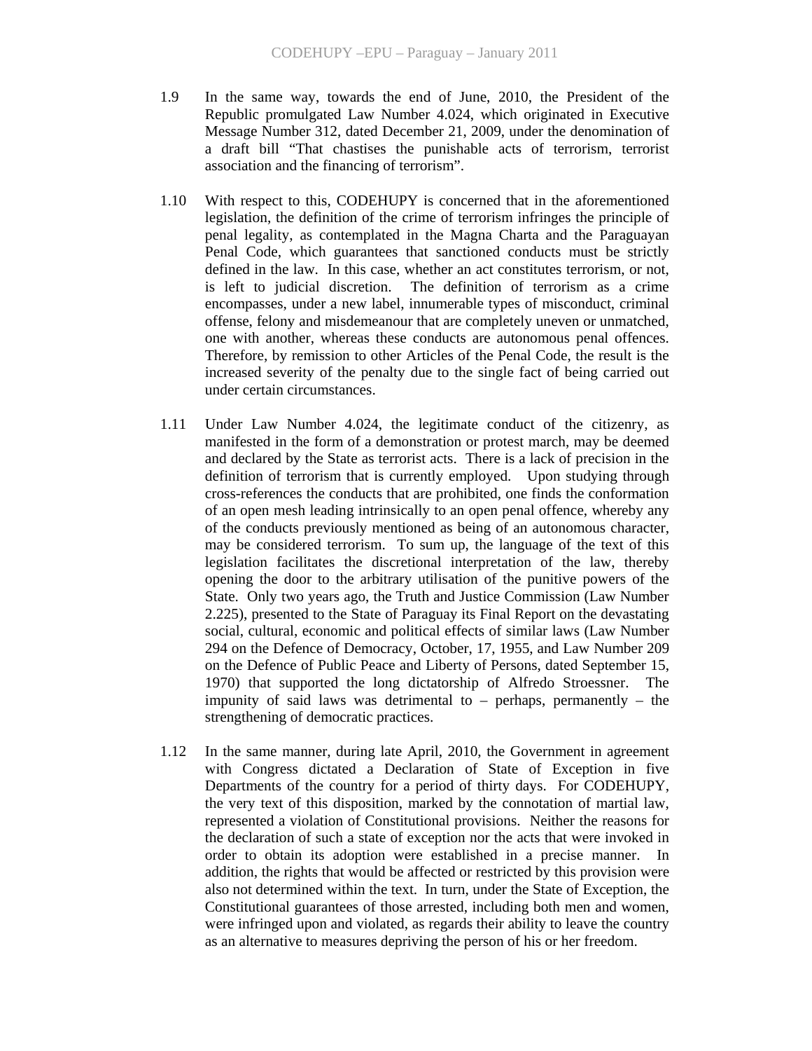1.9 In the same way, towards the end of June, 2010, the President of the Republic promulgated Law Number 4.024, which originated in Executive Message Number 312, dated December 21, 2009, under the denomination of a draft bill "That chastises the punishable acts of terrorism, terrorist association and the financing of terrorism".

1.10 With respect to this, CODEHUPY is concerned that in the aforementioned legislation, the definition of the crime of terrorism infringes the principle of penal legality, as contemplated in the Magna Charta and the Paraguayan Penal Code, which guarantees that sanctioned conducts must be strictly defined in the law. In this case, whether an act constitutes terrorism, or not, is left to judicial discretion. The definition of terrorism as a crime encompasses, under a new label, innumerable types of misconduct, criminal offense, felony and misdemeanour that are completely uneven or unmatched, one with another, whereas these conducts are autonomous penal offences. Therefore, by remission to other Articles of the Penal Code, the result is the increased severity of the penalty due to the single fact of being carried out under certain circumstances.

1.11 Under Law Number 4.024, the legitimate conduct of the citizenry, as manifested in the form of a demonstration or protest march, may be deemed and declared by the State as terrorist acts. There is a lack of precision in the definition of terrorism that is currently employed. Upon studying through cross-references the conducts that are prohibited, one finds the conformation of an open mesh leading intrinsically to an open penal offence, whereby any of the conducts previously mentioned as being of an autonomous character, may be considered terrorism. To sum up, the language of the text of this legislation facilitates the discretional interpretation of the law, thereby opening the door to the arbitrary utilisation of the punitive powers of the State. Only two years ago, the Truth and Justice Commission (Law Number 2.225), presented to the State of Paraguay its Final Report on the devastating social, cultural, economic and political effects of similar laws (Law Number 294 on the Defence of Democracy, October, 17, 1955, and Law Number 209 on the Defence of Public Peace and Liberty of Persons, dated September 15, 1970) that supported the long dictatorship of Alfredo Stroessner. The impunity of said laws was detrimental to – perhaps, permanently – the strengthening of democratic practices.

1.12 In the same manner, during late April, 2010, the Government in agreement with Congress dictated a Declaration of State of Exception in five Departments of the country for a period of thirty days. For CODEHUPY, the very text of this disposition, marked by the connotation of martial law, represented a violation of Constitutional provisions. Neither the reasons for the declaration of such a state of exception nor the acts that were invoked in order to obtain its adoption were established in a precise manner. In addition, the rights that would be affected or restricted by this provision were also not determined within the text. In turn, under the State of Exception, the Constitutional guarantees of those arrested, including both men and women, were infringed upon and violated, as regards their ability to leave the country as an alternative to measures depriving the person of his or her freedom.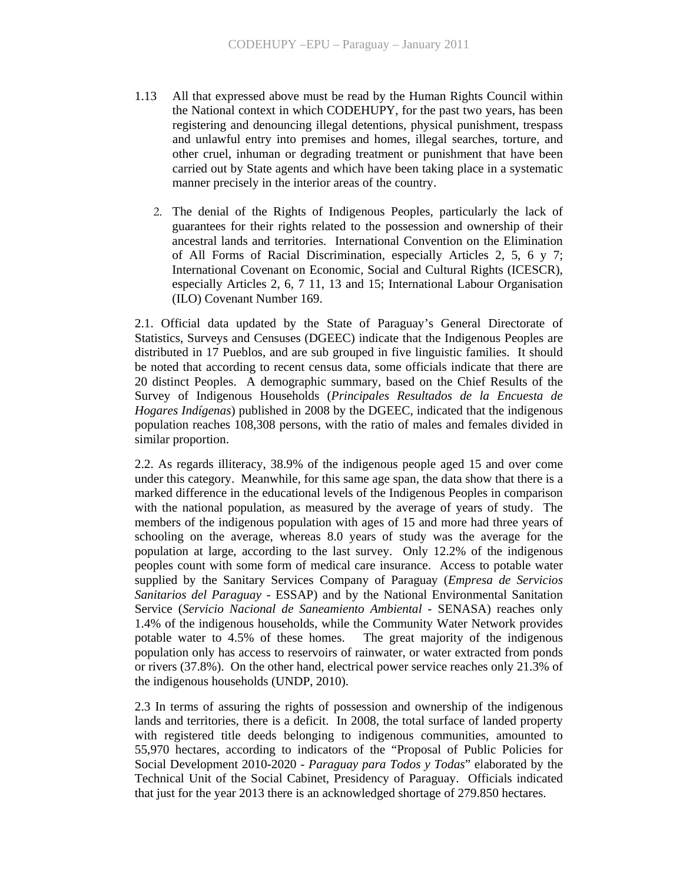1.13 All that expressed above must be read by the Human Rights Council within the National context in which CODEHUPY, for the past two years, has been registering and denouncing illegal detentions, physical punishment, trespass and unlawful entry into premises and homes, illegal searches, torture, and other cruel, inhuman or degrading treatment or punishment that have been carried out by State agents and which have been taking place in a systematic manner precisely in the interior areas of the country.

2. The denial of the Rights of Indigenous Peoples, particularly the lack of guarantees for their rights related to the possession and ownership of their ancestral lands and territories. International Convention on the Elimination of All Forms of Racial Discrimination, especially Articles 2, 5, 6 y 7; International Covenant on Economic, Social and Cultural Rights (ICESCR), especially Articles 2, 6, 7 11, 13 and 15; International Labour Organisation (ILO) Covenant Number 169.

2.1. Official data updated by the State of Paraguay's General Directorate of Statistics, Surveys and Censuses (DGEEC) indicate that the Indigenous Peoples are distributed in 17 Pueblos, and are sub grouped in five linguistic families. It should be noted that according to recent census data, some officials indicate that there are 20 distinct Peoples. A demographic summary, based on the Chief Results of the Survey of Indigenous Households (*Principales Resultados de la Encuesta de Hogares Indígenas*) published in 2008 by the DGEEC, indicated that the indigenous population reaches 108,308 persons, with the ratio of males and females divided in similar proportion.

2.2. As regards illiteracy, 38.9% of the indigenous people aged 15 and over come under this category. Meanwhile, for this same age span, the data show that there is a marked difference in the educational levels of the Indigenous Peoples in comparison with the national population, as measured by the average of years of study. The members of the indigenous population with ages of 15 and more had three years of schooling on the average, whereas 8.0 years of study was the average for the population at large, according to the last survey. Only 12.2% of the indigenous peoples count with some form of medical care insurance. Access to potable water supplied by the Sanitary Services Company of Paraguay (*Empresa de Servicios Sanitarios del Paraguay* - ESSAP) and by the National Environmental Sanitation Service (*Servicio Nacional de Saneamiento Ambiental* - SENASA) reaches only 1.4% of the indigenous households, while the Community Water Network provides potable water to 4.5% of these homes. The great majority of the indigenous population only has access to reservoirs of rainwater, or water extracted from ponds or rivers (37.8%). On the other hand, electrical power service reaches only 21.3% of the indigenous households (UNDP, 2010).

2.3 In terms of assuring the rights of possession and ownership of the indigenous lands and territories, there is a deficit. In 2008, the total surface of landed property with registered title deeds belonging to indigenous communities, amounted to 55,970 hectares, according to indicators of the "Proposal of Public Policies for Social Development 2010-2020 - *Paraguay para Todos y Todas*" elaborated by the Technical Unit of the Social Cabinet, Presidency of Paraguay. Officials indicated that just for the year 2013 there is an acknowledged shortage of 279.850 hectares.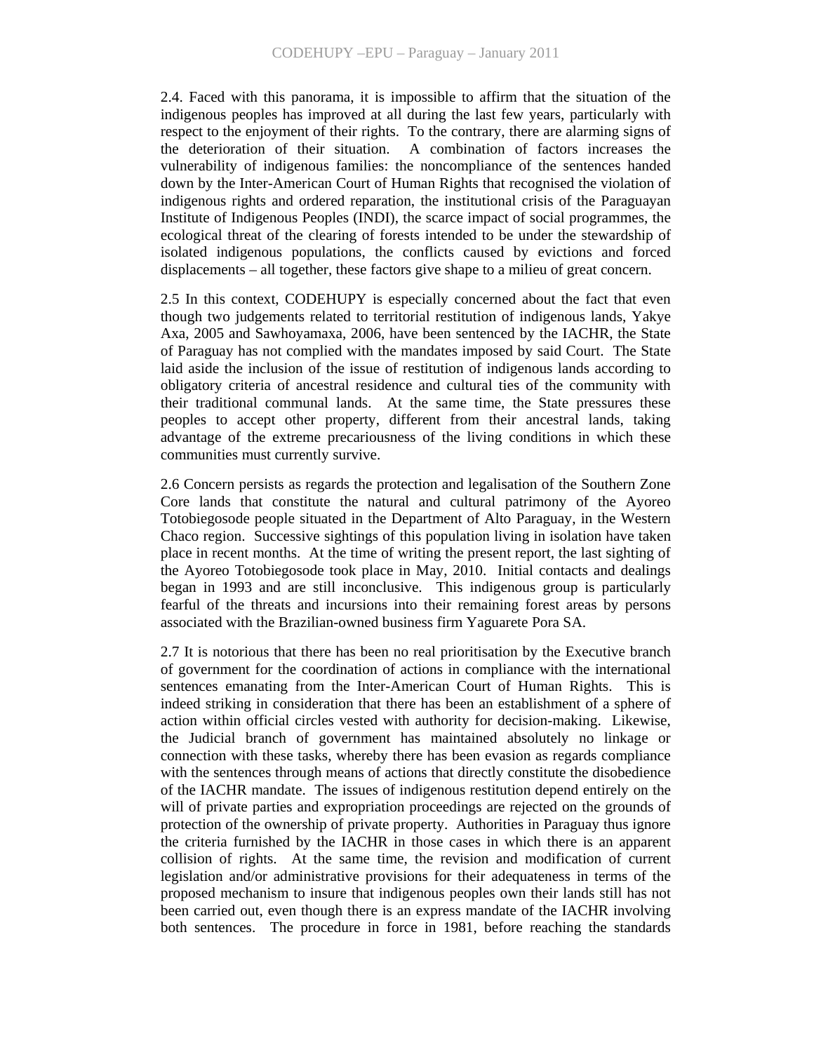2.4. Faced with this panorama, it is impossible to affirm that the situation of the indigenous peoples has improved at all during the last few years, particularly with respect to the enjoyment of their rights. To the contrary, there are alarming signs of the deterioration of their situation. A combination of factors increases the vulnerability of indigenous families: the noncompliance of the sentences handed down by the Inter-American Court of Human Rights that recognised the violation of indigenous rights and ordered reparation, the institutional crisis of the Paraguayan Institute of Indigenous Peoples (INDI), the scarce impact of social programmes, the ecological threat of the clearing of forests intended to be under the stewardship of isolated indigenous populations, the conflicts caused by evictions and forced displacements – all together, these factors give shape to a milieu of great concern.

2.5 In this context, CODEHUPY is especially concerned about the fact that even though two judgements related to territorial restitution of indigenous lands, Yakye Axa, 2005 and Sawhoyamaxa, 2006, have been sentenced by the IACHR, the State of Paraguay has not complied with the mandates imposed by said Court. The State laid aside the inclusion of the issue of restitution of indigenous lands according to obligatory criteria of ancestral residence and cultural ties of the community with their traditional communal lands. At the same time, the State pressures these peoples to accept other property, different from their ancestral lands, taking advantage of the extreme precariousness of the living conditions in which these communities must currently survive.

2.6 Concern persists as regards the protection and legalisation of the Southern Zone Core lands that constitute the natural and cultural patrimony of the Ayoreo Totobiegosode people situated in the Department of Alto Paraguay, in the Western Chaco region. Successive sightings of this population living in isolation have taken place in recent months. At the time of writing the present report, the last sighting of the Ayoreo Totobiegosode took place in May, 2010. Initial contacts and dealings began in 1993 and are still inconclusive. This indigenous group is particularly fearful of the threats and incursions into their remaining forest areas by persons associated with the Brazilian-owned business firm Yaguarete Pora SA.

2.7 It is notorious that there has been no real prioritisation by the Executive branch of government for the coordination of actions in compliance with the international sentences emanating from the Inter-American Court of Human Rights. This is indeed striking in consideration that there has been an establishment of a sphere of action within official circles vested with authority for decision-making. Likewise, the Judicial branch of government has maintained absolutely no linkage or connection with these tasks, whereby there has been evasion as regards compliance with the sentences through means of actions that directly constitute the disobedience of the IACHR mandate. The issues of indigenous restitution depend entirely on the will of private parties and expropriation proceedings are rejected on the grounds of protection of the ownership of private property. Authorities in Paraguay thus ignore the criteria furnished by the IACHR in those cases in which there is an apparent collision of rights. At the same time, the revision and modification of current legislation and/or administrative provisions for their adequateness in terms of the proposed mechanism to insure that indigenous peoples own their lands still has not been carried out, even though there is an express mandate of the IACHR involving both sentences. The procedure in force in 1981, before reaching the standards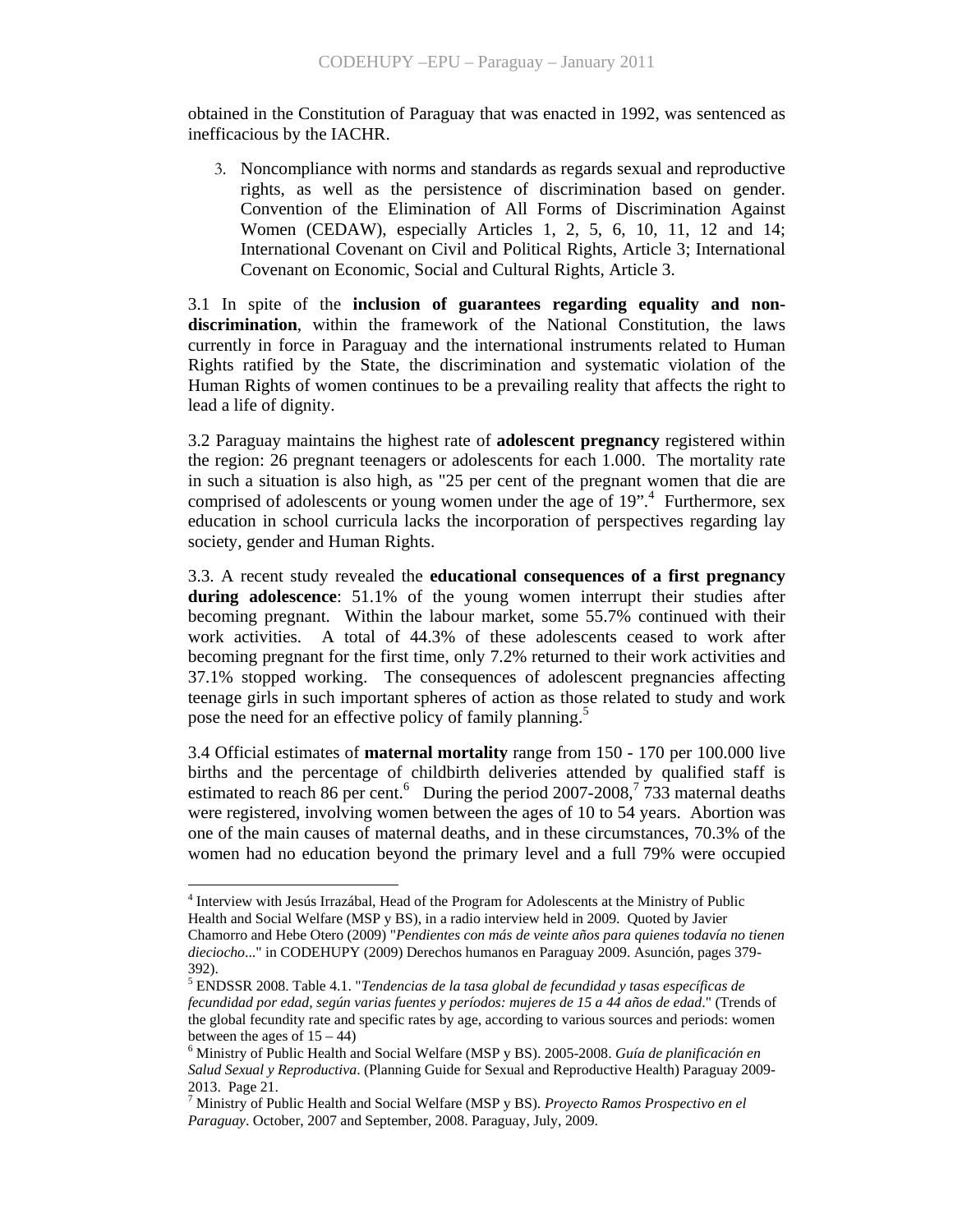obtained in the Constitution of Paraguay that was enacted in 1992, was sentenced as inefficacious by the IACHR.

3. Noncompliance with norms and standards as regards sexual and reproductive rights, as well as the persistence of discrimination based on gender. Convention of the Elimination of All Forms of Discrimination Against Women (CEDAW), especially Articles 1, 2, 5, 6, 10, 11, 12 and 14; International Covenant on Civil and Political Rights, Article 3; International Covenant on Economic, Social and Cultural Rights, Article 3.

3.1 In spite of the **inclusion of guarantees regarding equality and non-discrimination**, within the framework of the National Constitution, the laws currently in force in Paraguay and the international instruments related to Human Rights ratified by the State, the discrimination and systematic violation of the Human Rights of women continues to be a prevailing reality that affects the right to lead a life of dignity.

3.2 Paraguay maintains the highest rate of **adolescent pregnancy** registered within the region: 26 pregnant teenagers or adolescents for each 1.000. The mortality rate in such a situation is also high, as "25 per cent of the pregnant women that die are comprised of adolescents or young women under the age of 19".[4] Furthermore, sex education in school curricula lacks the incorporation of perspectives regarding lay society, gender and Human Rights.

3.3. A recent study revealed the **educational consequences of a first pregnancy during adolescence**: 51.1% of the young women interrupt their studies after becoming pregnant. Within the labour market, some 55.7% continued with their work activities. A total of 44.3% of these adolescents ceased to work after becoming pregnant for the first time, only 7.2% returned to their work activities and 37.1% stopped working. The consequences of adolescent pregnancies affecting teenage girls in such important spheres of action as those related to study and work pose the need for an effective policy of family planning.[5]

3.4 Official estimates of **maternal mortality** range from 150 - 170 per 100.000 live births and the percentage of childbirth deliveries attended by qualified staff is estimated to reach 86 per cent.[6] During the period 2007-2008,[7] 733 maternal deaths were registered, involving women between the ages of 10 to 54 years. Abortion was one of the main causes of maternal deaths, and in these circumstances, 70.3% of the women had no education beyond the primary level and a full 79% were occupied

---

[4] Interview with Jesús Irrazábal, Head of the Program for Adolescents at the Ministry of Public Health and Social Welfare (MSP y BS), in a radio interview held in 2009. Quoted by Javier Chamorro and Hebe Otero (2009) "*Pendientes con más de veinte años para quienes todavía no tienen dieciocho*..." in CODEHUPY (2009) Derechos humanos en Paraguay 2009. Asunción, pages 379-392).

[5] ENDSSR 2008. Table 4.1. "*Tendencias de la tasa global de fecundidad y tasas específicas de fecundidad por edad, según varias fuentes y períodos: mujeres de 15 a 44 años de edad*." (Trends of the global fecundity rate and specific rates by age, according to various sources and periods: women between the ages of 15 – 44)

[6] Ministry of Public Health and Social Welfare (MSP y BS). 2005-2008. *Guía de planificación en Salud Sexual y Reproductiva*. (Planning Guide for Sexual and Reproductive Health) Paraguay 2009-2013. Page 21.

[7] Ministry of Public Health and Social Welfare (MSP y BS). *Proyecto Ramos Prospectivo en el Paraguay*. October, 2007 and September, 2008. Paraguay, July, 2009.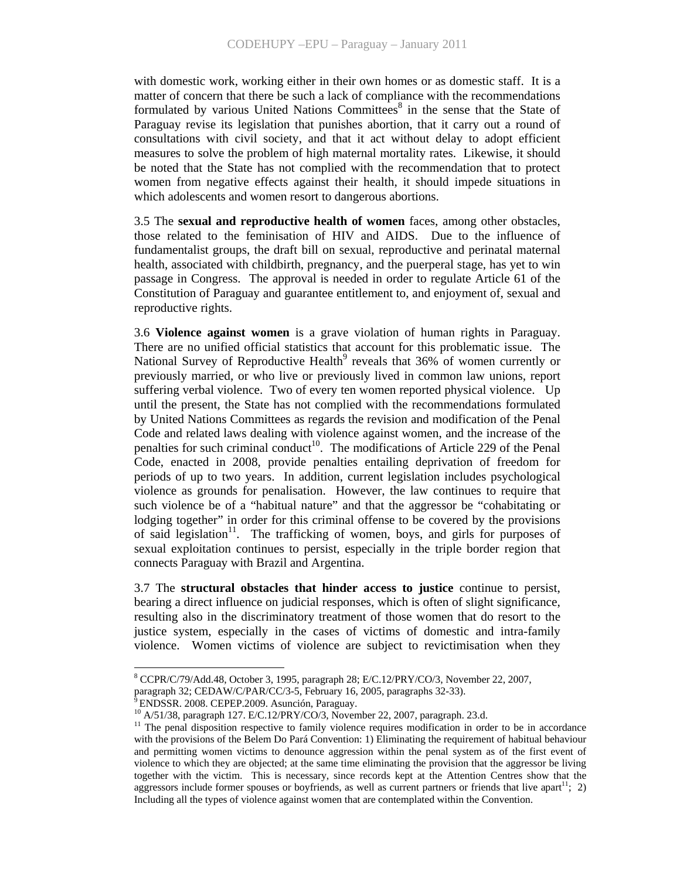with domestic work, working either in their own homes or as domestic staff. It is a matter of concern that there be such a lack of compliance with the recommendations formulated by various United Nations Committees[8] in the sense that the State of Paraguay revise its legislation that punishes abortion, that it carry out a round of consultations with civil society, and that it act without delay to adopt efficient measures to solve the problem of high maternal mortality rates. Likewise, it should be noted that the State has not complied with the recommendation that to protect women from negative effects against their health, it should impede situations in which adolescents and women resort to dangerous abortions.

3.5 The **sexual and reproductive health of women** faces, among other obstacles, those related to the feminisation of HIV and AIDS. Due to the influence of fundamentalist groups, the draft bill on sexual, reproductive and perinatal maternal health, associated with childbirth, pregnancy, and the puerperal stage, has yet to win passage in Congress. The approval is needed in order to regulate Article 61 of the Constitution of Paraguay and guarantee entitlement to, and enjoyment of, sexual and reproductive rights.

3.6 **Violence against women** is a grave violation of human rights in Paraguay. There are no unified official statistics that account for this problematic issue. The National Survey of Reproductive Health[9] reveals that 36% of women currently or previously married, or who live or previously lived in common law unions, report suffering verbal violence. Two of every ten women reported physical violence. Up until the present, the State has not complied with the recommendations formulated by United Nations Committees as regards the revision and modification of the Penal Code and related laws dealing with violence against women, and the increase of the penalties for such criminal conduct[10]. The modifications of Article 229 of the Penal Code, enacted in 2008, provide penalties entailing deprivation of freedom for periods of up to two years. In addition, current legislation includes psychological violence as grounds for penalisation. However, the law continues to require that such violence be of a "habitual nature" and that the aggressor be "cohabitating or lodging together" in order for this criminal offense to be covered by the provisions of said legislation[11]. The trafficking of women, boys, and girls for purposes of sexual exploitation continues to persist, especially in the triple border region that connects Paraguay with Brazil and Argentina.

3.7 The **structural obstacles that hinder access to justice** continue to persist, bearing a direct influence on judicial responses, which is often of slight significance, resulting also in the discriminatory treatment of those women that do resort to the justice system, especially in the cases of victims of domestic and intra-family violence. Women victims of violence are subject to revictimisation when they

---

[8] CCPR/C/79/Add.48, October 3, 1995, paragraph 28; E/C.12/PRY/CO/3, November 22, 2007, paragraph 32; CEDAW/C/PAR/CC/3-5, February 16, 2005, paragraphs 32-33).

[9] ENDSSR. 2008. CEPEP.2009. Asunción, Paraguay.

[10] A/51/38, paragraph 127. E/C.12/PRY/CO/3, November 22, 2007, paragraph. 23.d.

[11] The penal disposition respective to family violence requires modification in order to be in accordance with the provisions of the Belem Do Pará Convention: 1) Eliminating the requirement of habitual behaviour and permitting women victims to denounce aggression within the penal system as of the first event of violence to which they are objected; at the same time eliminating the provision that the aggressor be living together with the victim. This is necessary, since records kept at the Attention Centres show that the aggressors include former spouses or boyfriends, as well as current partners or friends that live apart[11]; 2) Including all the types of violence against women that are contemplated within the Convention.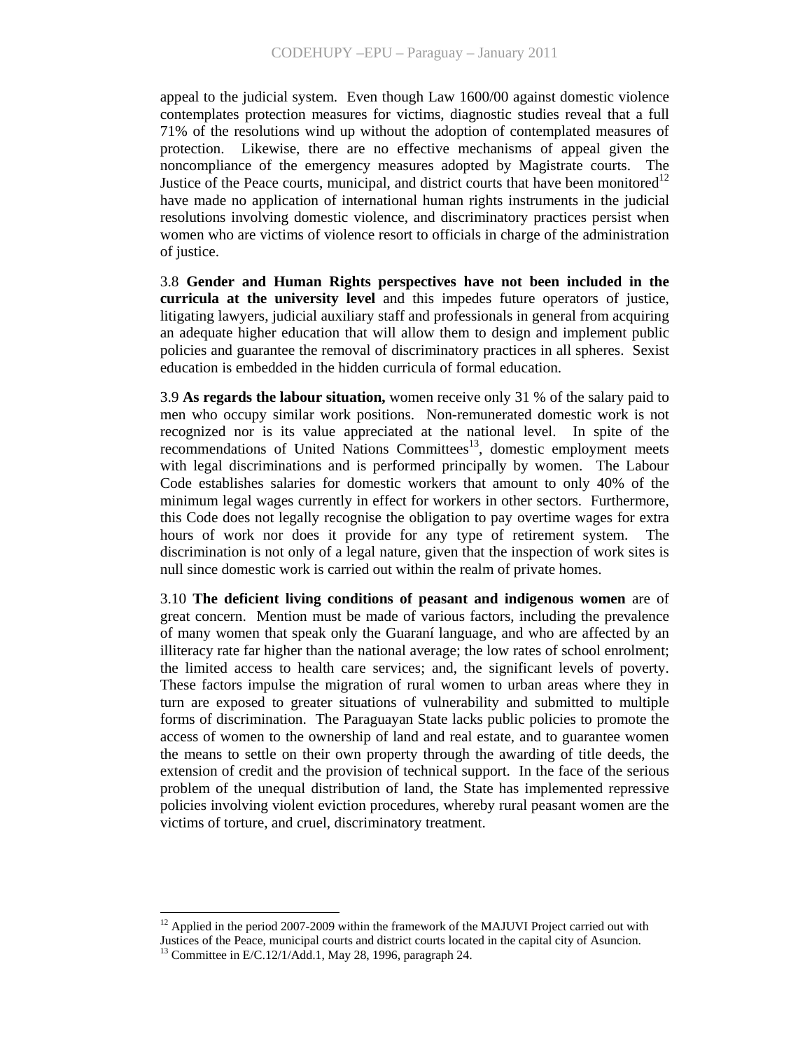appeal to the judicial system. Even though Law 1600/00 against domestic violence contemplates protection measures for victims, diagnostic studies reveal that a full 71% of the resolutions wind up without the adoption of contemplated measures of protection. Likewise, there are no effective mechanisms of appeal given the noncompliance of the emergency measures adopted by Magistrate courts. The Justice of the Peace courts, municipal, and district courts that have been monitored[12] have made no application of international human rights instruments in the judicial resolutions involving domestic violence, and discriminatory practices persist when women who are victims of violence resort to officials in charge of the administration of justice.

3.8 **Gender and Human Rights perspectives have not been included in the curricula at the university level** and this impedes future operators of justice, litigating lawyers, judicial auxiliary staff and professionals in general from acquiring an adequate higher education that will allow them to design and implement public policies and guarantee the removal of discriminatory practices in all spheres. Sexist education is embedded in the hidden curricula of formal education.

3.9 **As regards the labour situation,** women receive only 31 % of the salary paid to men who occupy similar work positions. Non-remunerated domestic work is not recognized nor is its value appreciated at the national level. In spite of the recommendations of United Nations Committees[13], domestic employment meets with legal discriminations and is performed principally by women. The Labour Code establishes salaries for domestic workers that amount to only 40% of the minimum legal wages currently in effect for workers in other sectors. Furthermore, this Code does not legally recognise the obligation to pay overtime wages for extra hours of work nor does it provide for any type of retirement system. The discrimination is not only of a legal nature, given that the inspection of work sites is null since domestic work is carried out within the realm of private homes.

3.10 **The deficient living conditions of peasant and indigenous women** are of great concern. Mention must be made of various factors, including the prevalence of many women that speak only the Guaraní language, and who are affected by an illiteracy rate far higher than the national average; the low rates of school enrolment; the limited access to health care services; and, the significant levels of poverty. These factors impulse the migration of rural women to urban areas where they in turn are exposed to greater situations of vulnerability and submitted to multiple forms of discrimination. The Paraguayan State lacks public policies to promote the access of women to the ownership of land and real estate, and to guarantee women the means to settle on their own property through the awarding of title deeds, the extension of credit and the provision of technical support. In the face of the serious problem of the unequal distribution of land, the State has implemented repressive policies involving violent eviction procedures, whereby rural peasant women are the victims of torture, and cruel, discriminatory treatment.

---

[12] Applied in the period 2007-2009 within the framework of the MAJUVI Project carried out with Justices of the Peace, municipal courts and district courts located in the capital city of Asuncion.

[13] Committee in E/C.12/1/Add.1, May 28, 1996, paragraph 24.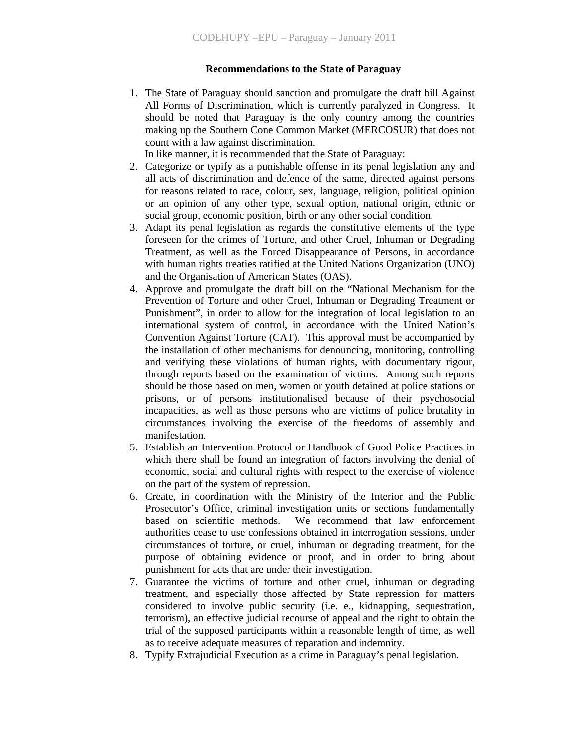**Recommendations to the State of Paraguay**

1. The State of Paraguay should sanction and promulgate the draft bill Against All Forms of Discrimination, which is currently paralyzed in Congress. It should be noted that Paraguay is the only country among the countries making up the Southern Cone Common Market (MERCOSUR) that does not count with a law against discrimination.

   In like manner, it is recommended that the State of Paraguay:

2. Categorize or typify as a punishable offense in its penal legislation any and all acts of discrimination and defence of the same, directed against persons for reasons related to race, colour, sex, language, religion, political opinion or an opinion of any other type, sexual option, national origin, ethnic or social group, economic position, birth or any other social condition.
3. Adapt its penal legislation as regards the constitutive elements of the type foreseen for the crimes of Torture, and other Cruel, Inhuman or Degrading Treatment, as well as the Forced Disappearance of Persons, in accordance with human rights treaties ratified at the United Nations Organization (UNO) and the Organisation of American States (OAS).
4. Approve and promulgate the draft bill on the "National Mechanism for the Prevention of Torture and other Cruel, Inhuman or Degrading Treatment or Punishment", in order to allow for the integration of local legislation to an international system of control, in accordance with the United Nation's Convention Against Torture (CAT). This approval must be accompanied by the installation of other mechanisms for denouncing, monitoring, controlling and verifying these violations of human rights, with documentary rigour, through reports based on the examination of victims. Among such reports should be those based on men, women or youth detained at police stations or prisons, or of persons institutionalised because of their psychosocial incapacities, as well as those persons who are victims of police brutality in circumstances involving the exercise of the freedoms of assembly and manifestation.
5. Establish an Intervention Protocol or Handbook of Good Police Practices in which there shall be found an integration of factors involving the denial of economic, social and cultural rights with respect to the exercise of violence on the part of the system of repression.
6. Create, in coordination with the Ministry of the Interior and the Public Prosecutor's Office, criminal investigation units or sections fundamentally based on scientific methods. We recommend that law enforcement authorities cease to use confessions obtained in interrogation sessions, under circumstances of torture, or cruel, inhuman or degrading treatment, for the purpose of obtaining evidence or proof, and in order to bring about punishment for acts that are under their investigation.
7. Guarantee the victims of torture and other cruel, inhuman or degrading treatment, and especially those affected by State repression for matters considered to involve public security (i.e. e., kidnapping, sequestration, terrorism), an effective judicial recourse of appeal and the right to obtain the trial of the supposed participants within a reasonable length of time, as well as to receive adequate measures of reparation and indemnity.
8. Typify Extrajudicial Execution as a crime in Paraguay's penal legislation.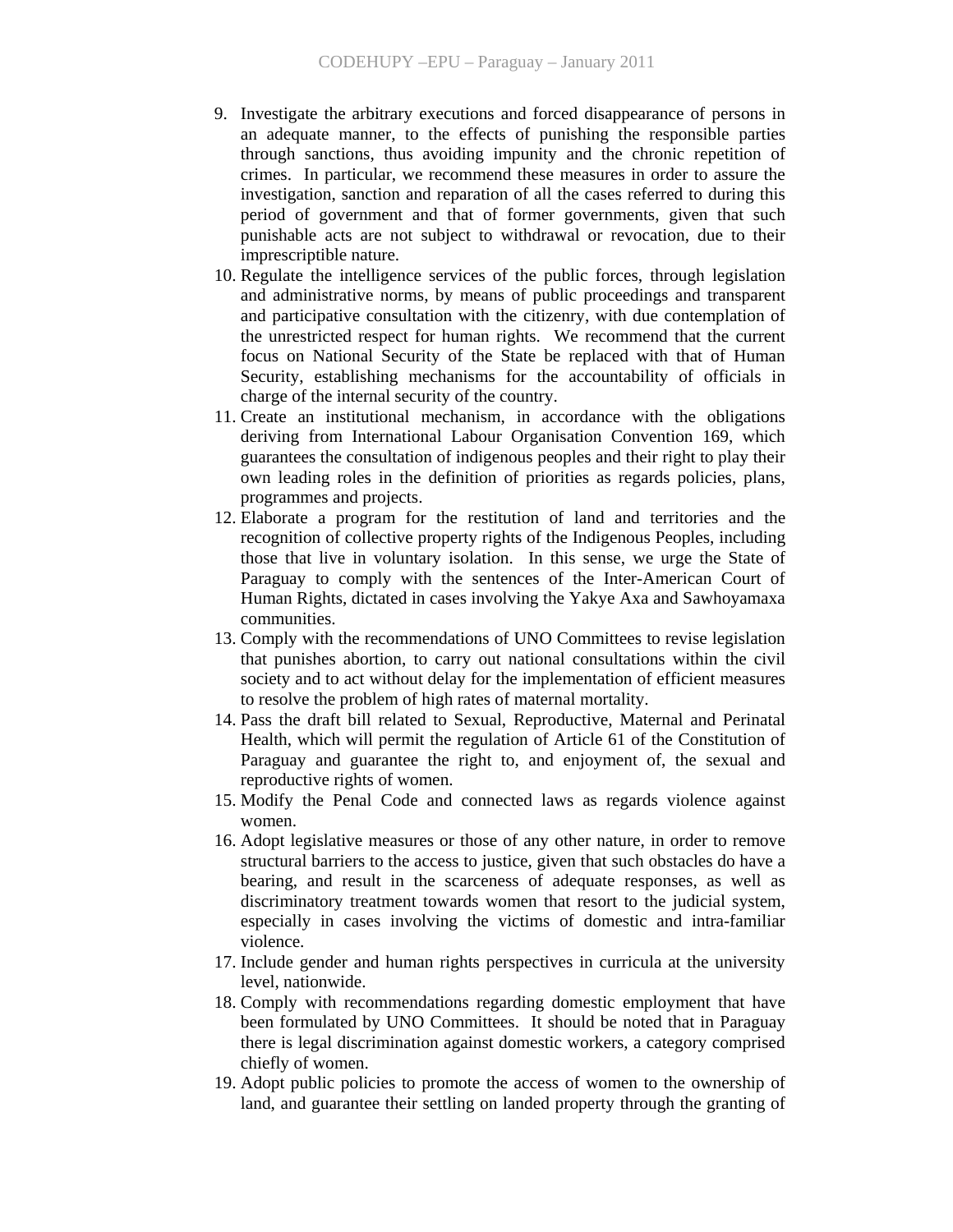9. Investigate the arbitrary executions and forced disappearance of persons in an adequate manner, to the effects of punishing the responsible parties through sanctions, thus avoiding impunity and the chronic repetition of crimes. In particular, we recommend these measures in order to assure the investigation, sanction and reparation of all the cases referred to during this period of government and that of former governments, given that such punishable acts are not subject to withdrawal or revocation, due to their imprescriptible nature.
10. Regulate the intelligence services of the public forces, through legislation and administrative norms, by means of public proceedings and transparent and participative consultation with the citizenry, with due contemplation of the unrestricted respect for human rights. We recommend that the current focus on National Security of the State be replaced with that of Human Security, establishing mechanisms for the accountability of officials in charge of the internal security of the country.
11. Create an institutional mechanism, in accordance with the obligations deriving from International Labour Organisation Convention 169, which guarantees the consultation of indigenous peoples and their right to play their own leading roles in the definition of priorities as regards policies, plans, programmes and projects.
12. Elaborate a program for the restitution of land and territories and the recognition of collective property rights of the Indigenous Peoples, including those that live in voluntary isolation. In this sense, we urge the State of Paraguay to comply with the sentences of the Inter-American Court of Human Rights, dictated in cases involving the Yakye Axa and Sawhoyamaxa communities.
13. Comply with the recommendations of UNO Committees to revise legislation that punishes abortion, to carry out national consultations within the civil society and to act without delay for the implementation of efficient measures to resolve the problem of high rates of maternal mortality.
14. Pass the draft bill related to Sexual, Reproductive, Maternal and Perinatal Health, which will permit the regulation of Article 61 of the Constitution of Paraguay and guarantee the right to, and enjoyment of, the sexual and reproductive rights of women.
15. Modify the Penal Code and connected laws as regards violence against women.
16. Adopt legislative measures or those of any other nature, in order to remove structural barriers to the access to justice, given that such obstacles do have a bearing, and result in the scarceness of adequate responses, as well as discriminatory treatment towards women that resort to the judicial system, especially in cases involving the victims of domestic and intra-familiar violence.
17. Include gender and human rights perspectives in curricula at the university level, nationwide.
18. Comply with recommendations regarding domestic employment that have been formulated by UNO Committees. It should be noted that in Paraguay there is legal discrimination against domestic workers, a category comprised chiefly of women.
19. Adopt public policies to promote the access of women to the ownership of land, and guarantee their settling on landed property through the granting of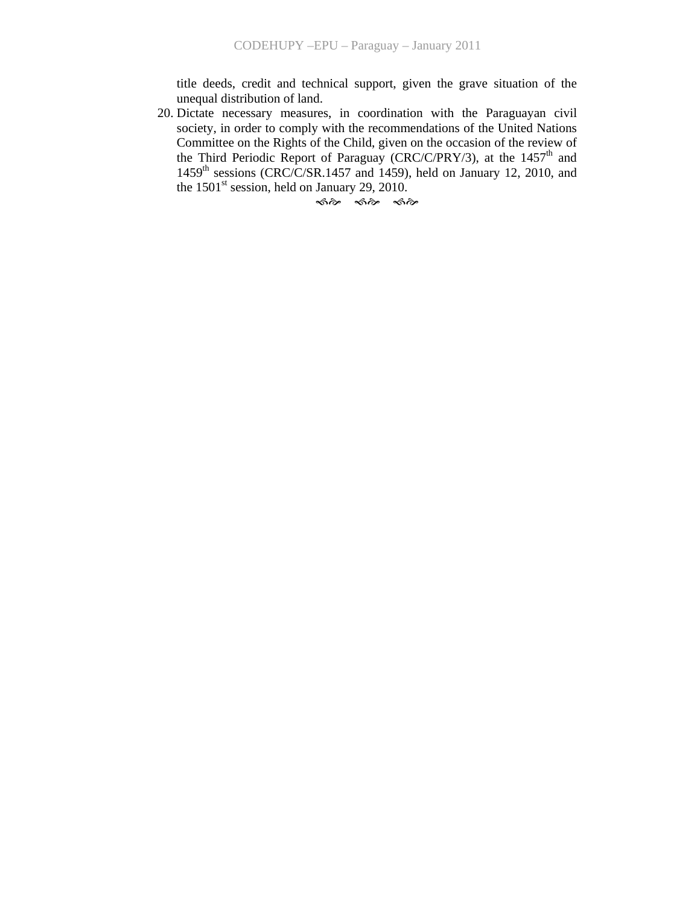title deeds, credit and technical support, given the grave situation of the unequal distribution of land.

20. Dictate necessary measures, in coordination with the Paraguayan civil society, in order to comply with the recommendations of the United Nations Committee on the Rights of the Child, given on the occasion of the review of the Third Periodic Report of Paraguay (CRC/C/PRY/3), at the 1457th and 1459th sessions (CRC/C/SR.1457 and 1459), held on January 12, 2010, and the 1501st session, held on January 29, 2010.